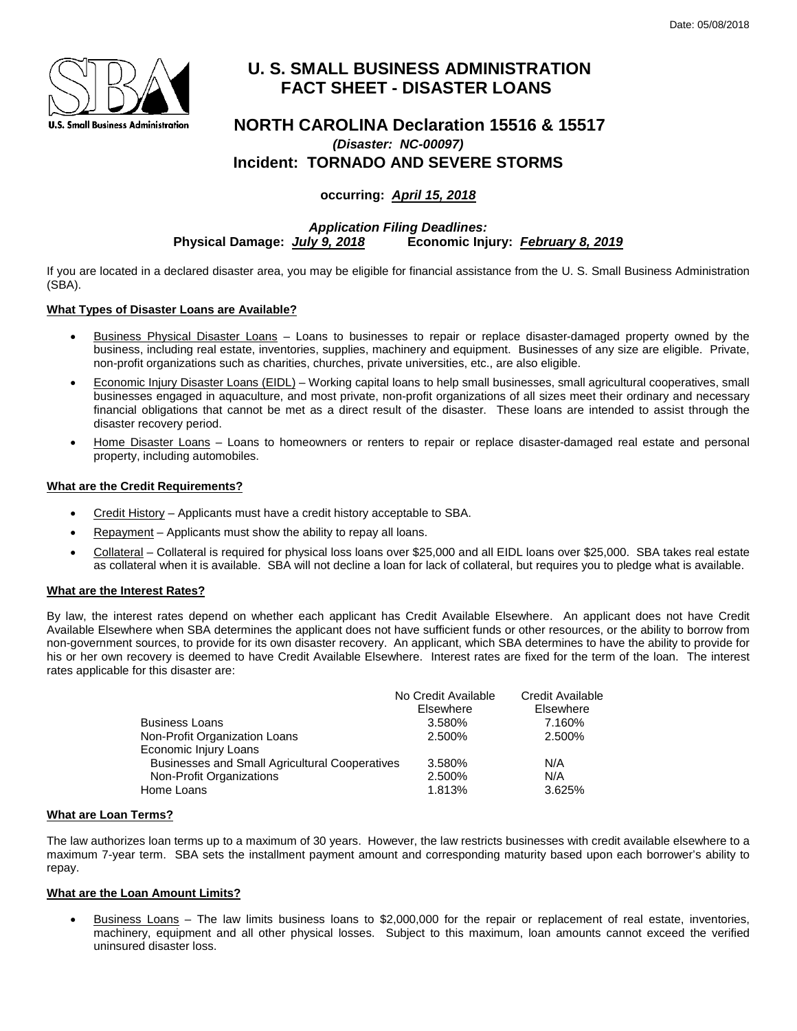Date: 05/08/2018

# U. S. SMALL BUSINESS ADMINISTRATION
# FACT SHEET - DISASTER LOANS

## NORTH CAROLINA Declaration 15516 & 15517

***(Disaster: NC-00097)***

## Incident: TORNADO AND SEVERE STORMS

**occurring: *April 15, 2018***

***Application Filing Deadlines:***

**Physical Damage: *July 9, 2018*  Economic Injury: *February 8, 2019***

If you are located in a declared disaster area, you may be eligible for financial assistance from the U. S. Small Business Administration (SBA).

**What Types of Disaster Loans are Available?**

- Business Physical Disaster Loans – Loans to businesses to repair or replace disaster-damaged property owned by the business, including real estate, inventories, supplies, machinery and equipment. Businesses of any size are eligible. Private, non-profit organizations such as charities, churches, private universities, etc., are also eligible.
- Economic Injury Disaster Loans (EIDL) – Working capital loans to help small businesses, small agricultural cooperatives, small businesses engaged in aquaculture, and most private, non-profit organizations of all sizes meet their ordinary and necessary financial obligations that cannot be met as a direct result of the disaster. These loans are intended to assist through the disaster recovery period.
- Home Disaster Loans – Loans to homeowners or renters to repair or replace disaster-damaged real estate and personal property, including automobiles.

**What are the Credit Requirements?**

- Credit History – Applicants must have a credit history acceptable to SBA.
- Repayment – Applicants must show the ability to repay all loans.
- Collateral – Collateral is required for physical loss loans over $25,000 and all EIDL loans over $25,000. SBA takes real estate as collateral when it is available. SBA will not decline a loan for lack of collateral, but requires you to pledge what is available.

**What are the Interest Rates?**

By law, the interest rates depend on whether each applicant has Credit Available Elsewhere. An applicant does not have Credit Available Elsewhere when SBA determines the applicant does not have sufficient funds or other resources, or the ability to borrow from non-government sources, to provide for its own disaster recovery. An applicant, which SBA determines to have the ability to provide for his or her own recovery is deemed to have Credit Available Elsewhere. Interest rates are fixed for the term of the loan. The interest rates applicable for this disaster are:

| | No Credit Available Elsewhere | Credit Available Elsewhere |
|---|---|---|
| Business Loans | 3.580% | 7.160% |
| Non-Profit Organization Loans | 2.500% | 2.500% |
| Economic Injury Loans | | |
| Businesses and Small Agricultural Cooperatives | 3.580% | N/A |
| Non-Profit Organizations | 2.500% | N/A |
| Home Loans | 1.813% | 3.625% |

**What are Loan Terms?**

The law authorizes loan terms up to a maximum of 30 years. However, the law restricts businesses with credit available elsewhere to a maximum 7-year term. SBA sets the installment payment amount and corresponding maturity based upon each borrower's ability to repay.

**What are the Loan Amount Limits?**

- Business Loans – The law limits business loans to $2,000,000 for the repair or replacement of real estate, inventories, machinery, equipment and all other physical losses. Subject to this maximum, loan amounts cannot exceed the verified uninsured disaster loss.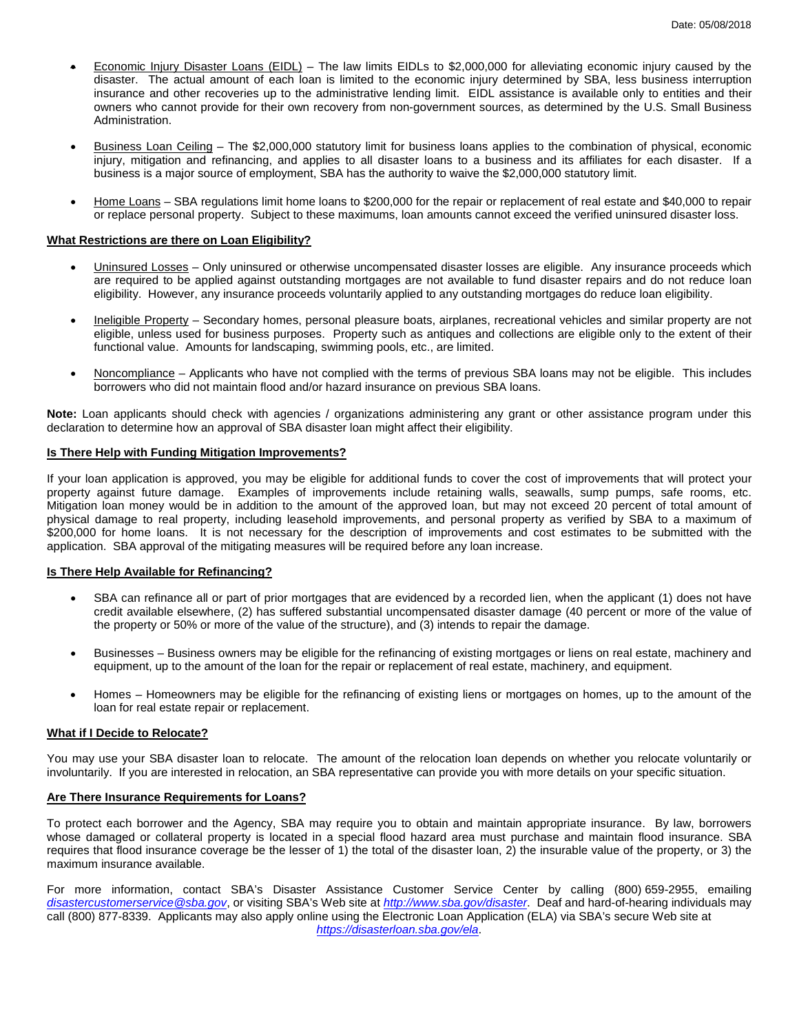Date: 05/08/2018

- Economic Injury Disaster Loans (EIDL) – The law limits EIDLs to $2,000,000 for alleviating economic injury caused by the disaster. The actual amount of each loan is limited to the economic injury determined by SBA, less business interruption insurance and other recoveries up to the administrative lending limit. EIDL assistance is available only to entities and their owners who cannot provide for their own recovery from non-government sources, as determined by the U.S. Small Business Administration.

- Business Loan Ceiling – The $2,000,000 statutory limit for business loans applies to the combination of physical, economic injury, mitigation and refinancing, and applies to all disaster loans to a business and its affiliates for each disaster. If a business is a major source of employment, SBA has the authority to waive the $2,000,000 statutory limit.

- Home Loans – SBA regulations limit home loans to $200,000 for the repair or replacement of real estate and $40,000 to repair or replace personal property. Subject to these maximums, loan amounts cannot exceed the verified uninsured disaster loss.

**What Restrictions are there on Loan Eligibility?**

- Uninsured Losses – Only uninsured or otherwise uncompensated disaster losses are eligible. Any insurance proceeds which are required to be applied against outstanding mortgages are not available to fund disaster repairs and do not reduce loan eligibility. However, any insurance proceeds voluntarily applied to any outstanding mortgages do reduce loan eligibility.

- Ineligible Property – Secondary homes, personal pleasure boats, airplanes, recreational vehicles and similar property are not eligible, unless used for business purposes. Property such as antiques and collections are eligible only to the extent of their functional value. Amounts for landscaping, swimming pools, etc., are limited.

- Noncompliance – Applicants who have not complied with the terms of previous SBA loans may not be eligible. This includes borrowers who did not maintain flood and/or hazard insurance on previous SBA loans.

**Note:** Loan applicants should check with agencies / organizations administering any grant or other assistance program under this declaration to determine how an approval of SBA disaster loan might affect their eligibility.

**Is There Help with Funding Mitigation Improvements?**

If your loan application is approved, you may be eligible for additional funds to cover the cost of improvements that will protect your property against future damage. Examples of improvements include retaining walls, seawalls, sump pumps, safe rooms, etc. Mitigation loan money would be in addition to the amount of the approved loan, but may not exceed 20 percent of total amount of physical damage to real property, including leasehold improvements, and personal property as verified by SBA to a maximum of $200,000 for home loans. It is not necessary for the description of improvements and cost estimates to be submitted with the application. SBA approval of the mitigating measures will be required before any loan increase.

**Is There Help Available for Refinancing?**

- SBA can refinance all or part of prior mortgages that are evidenced by a recorded lien, when the applicant (1) does not have credit available elsewhere, (2) has suffered substantial uncompensated disaster damage (40 percent or more of the value of the property or 50% or more of the value of the structure), and (3) intends to repair the damage.

- Businesses – Business owners may be eligible for the refinancing of existing mortgages or liens on real estate, machinery and equipment, up to the amount of the loan for the repair or replacement of real estate, machinery, and equipment.

- Homes – Homeowners may be eligible for the refinancing of existing liens or mortgages on homes, up to the amount of the loan for real estate repair or replacement.

**What if I Decide to Relocate?**

You may use your SBA disaster loan to relocate. The amount of the relocation loan depends on whether you relocate voluntarily or involuntarily. If you are interested in relocation, an SBA representative can provide you with more details on your specific situation.

**Are There Insurance Requirements for Loans?**

To protect each borrower and the Agency, SBA may require you to obtain and maintain appropriate insurance. By law, borrowers whose damaged or collateral property is located in a special flood hazard area must purchase and maintain flood insurance. SBA requires that flood insurance coverage be the lesser of 1) the total of the disaster loan, 2) the insurable value of the property, or 3) the maximum insurance available.

For more information, contact SBA's Disaster Assistance Customer Service Center by calling (800) 659-2955, emailing *disastercustomerservice@sba.gov*, or visiting SBA's Web site at *http://www.sba.gov/disaster*. Deaf and hard-of-hearing individuals may call (800) 877-8339. Applicants may also apply online using the Electronic Loan Application (ELA) via SBA's secure Web site at *https://disasterloan.sba.gov/ela*.